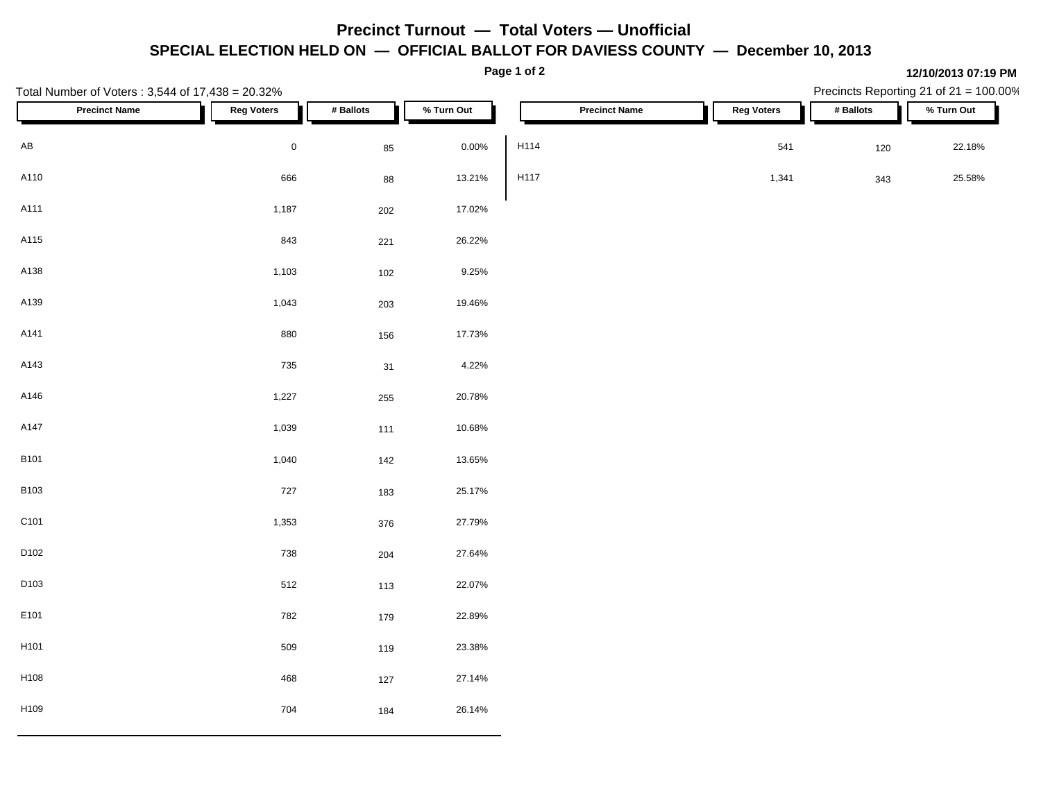# Precinct Turnout — Total Voters — Unofficial

## SPECIAL ELECTION HELD ON — OFFICIAL BALLOT FOR DAVIESS COUNTY — December 10, 2013

**12/10/2013 07:19 PM**

Total Number of Voters : 3,544 of 17,438 = 20.32%

Precincts Reporting 21 of 21 = 100.00%

| Precinct Name | Reg Voters | # Ballots | % Turn Out |
|---|---|---|---|
| AB | 0 | 85 | 0.00% |
| A110 | 666 | 88 | 13.21% |
| A111 | 1,187 | 202 | 17.02% |
| A115 | 843 | 221 | 26.22% |
| A138 | 1,103 | 102 | 9.25% |
| A139 | 1,043 | 203 | 19.46% |
| A141 | 880 | 156 | 17.73% |
| A143 | 735 | 31 | 4.22% |
| A146 | 1,227 | 255 | 20.78% |
| A147 | 1,039 | 111 | 10.68% |
| B101 | 1,040 | 142 | 13.65% |
| B103 | 727 | 183 | 25.17% |
| C101 | 1,353 | 376 | 27.79% |
| D102 | 738 | 204 | 27.64% |
| D103 | 512 | 113 | 22.07% |
| E101 | 782 | 179 | 22.89% |
| H101 | 509 | 119 | 23.38% |
| H108 | 468 | 127 | 27.14% |
| H109 | 704 | 184 | 26.14% |
| H114 | 541 | 120 | 22.18% |
| H117 | 1,341 | 343 | 25.58% |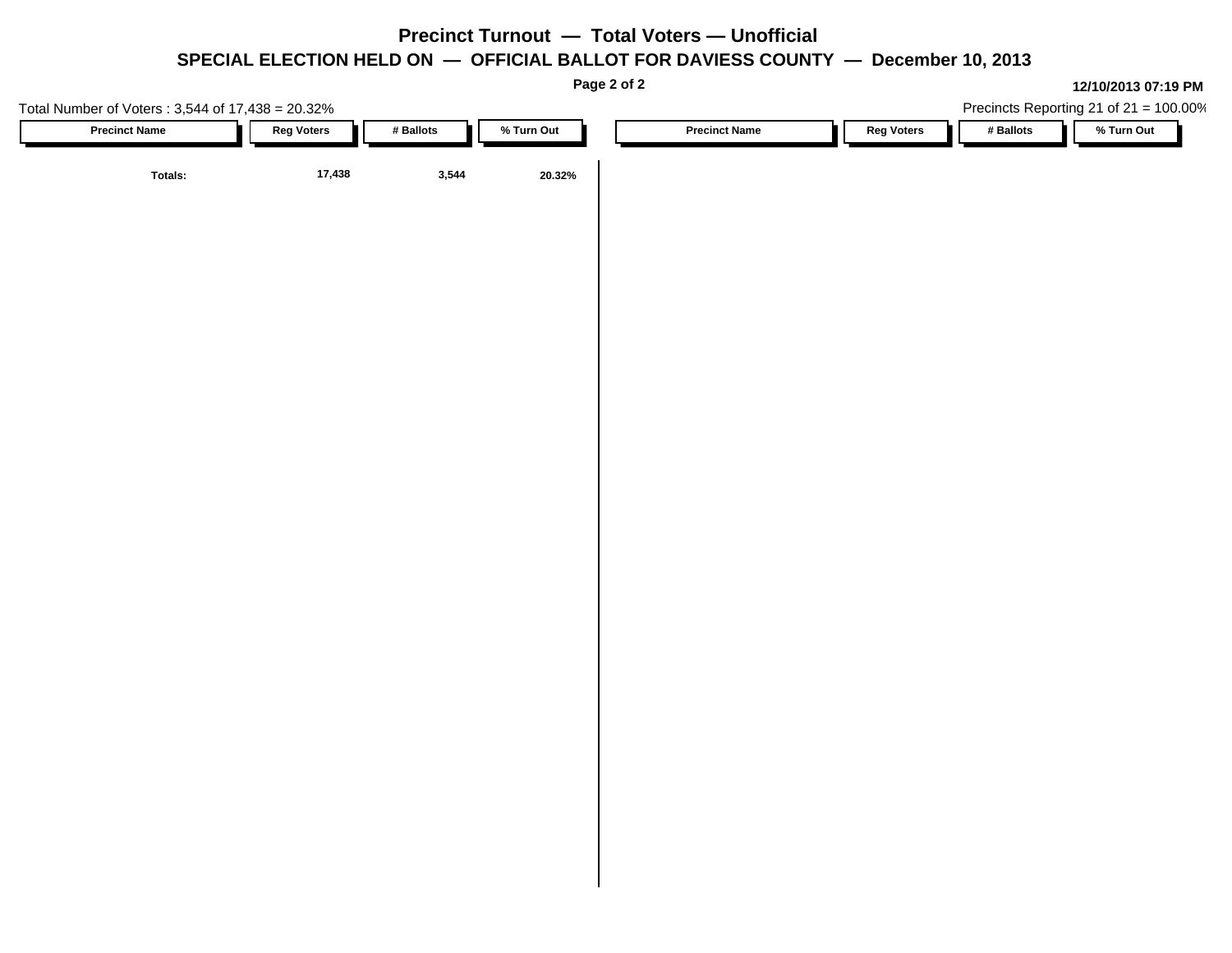# Precinct Turnout — Total Voters — Unofficial

## SPECIAL ELECTION HELD ON — OFFICIAL BALLOT FOR DAVIESS COUNTY — December 10, 2013

**12/10/2013 07:19 PM**

Total Number of Voters : 3,544 of 17,438 = 20.32%

Precincts Reporting 21 of 21 = 100.00%

| Precinct Name | Reg Voters | # Ballots | % Turn Out |
|---|---|---|---|
| **Totals:** | **17,438** | **3,544** | **20.32%** |